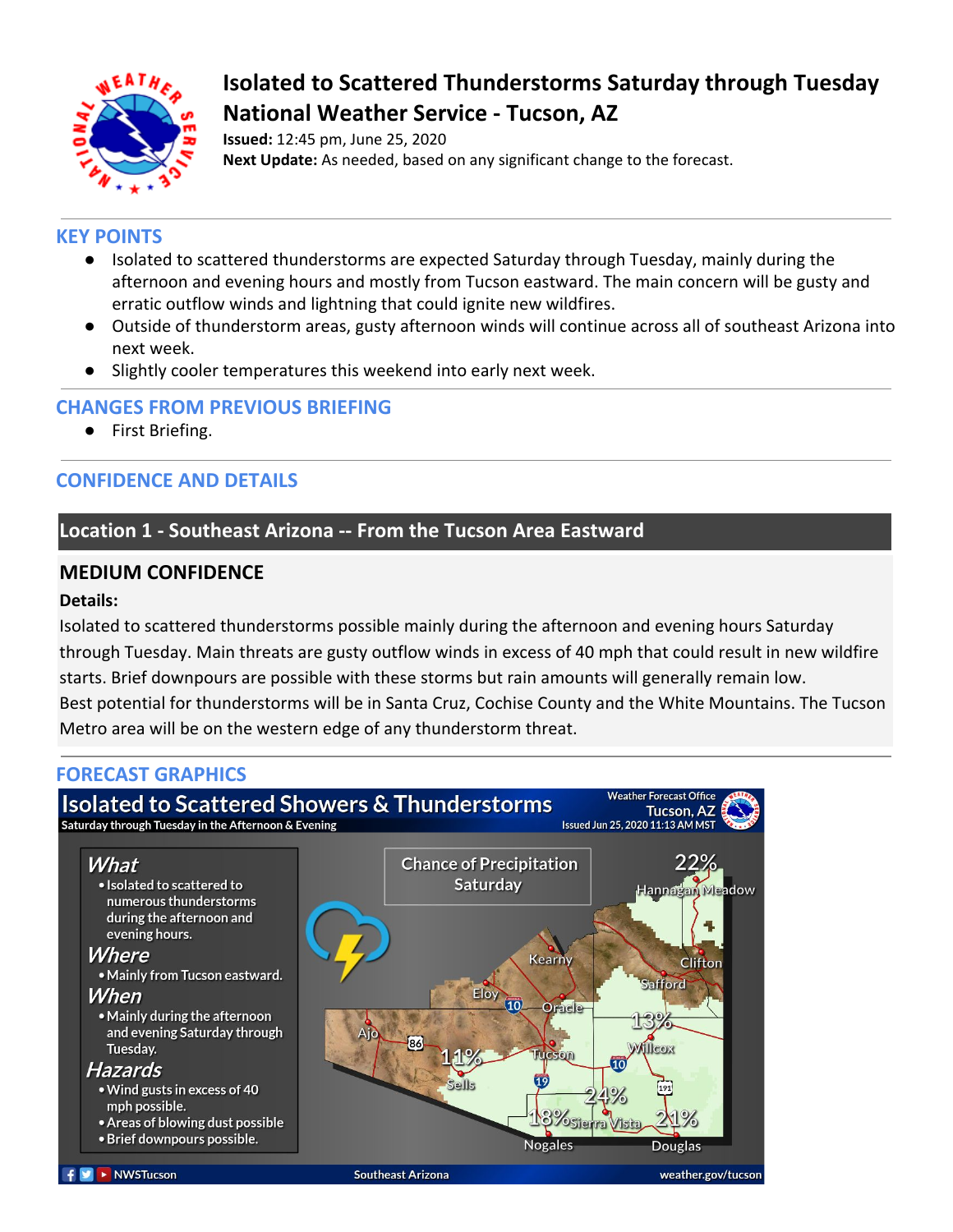# Isolated to Scattered Thunderstorms Saturday through Tuesday

## National Weather Service - Tucson, AZ

**Issued:** 12:45 pm, June 25, 2020
**Next Update:** As needed, based on any significant change to the forecast.

## KEY POINTS

- Isolated to scattered thunderstorms are expected Saturday through Tuesday, mainly during the afternoon and evening hours and mostly from Tucson eastward. The main concern will be gusty and erratic outflow winds and lightning that could ignite new wildfires.
- Outside of thunderstorm areas, gusty afternoon winds will continue across all of southeast Arizona into next week.
- Slightly cooler temperatures this weekend into early next week.

## CHANGES FROM PREVIOUS BRIEFING

- First Briefing.

## CONFIDENCE AND DETAILS

### Location 1 - Southeast Arizona -- From the Tucson Area Eastward

### MEDIUM CONFIDENCE

**Details:**

Isolated to scattered thunderstorms possible mainly during the afternoon and evening hours Saturday through Tuesday. Main threats are gusty outflow winds in excess of 40 mph that could result in new wildfire starts. Brief downpours are possible with these storms but rain amounts will generally remain low.
Best potential for thunderstorms will be in Santa Cruz, Cochise County and the White Mountains. The Tucson Metro area will be on the western edge of any thunderstorm threat.

## FORECAST GRAPHICS

**Isolated to Scattered Showers & Thunderstorms**
Saturday through Tuesday in the Afternoon & Evening

Weather Forecast Office Tucson, AZ
Issued Jun 25, 2020 11:13 AM MST

**What**
- Isolated to scattered to numerous thunderstorms during the afternoon and evening hours.

**Where**
- Mainly from Tucson eastward.

**When**
- Mainly during the afternoon and evening Saturday through Tuesday.

**Hazards**
- Wind gusts in excess of 40 mph possible.
- Areas of blowing dust possible
- Brief downpours possible.

Chance of Precipitation Saturday

Hannagan Meadow 22%, Clifton, Safford, Kearny, Eloy, Oracle, Ajo, Tucson, Sells 11%, Willcox 13%, Sierra Vista 24%, Nogales 18%, Douglas 21%

NWSTucson | Southeast Arizona | weather.gov/tucson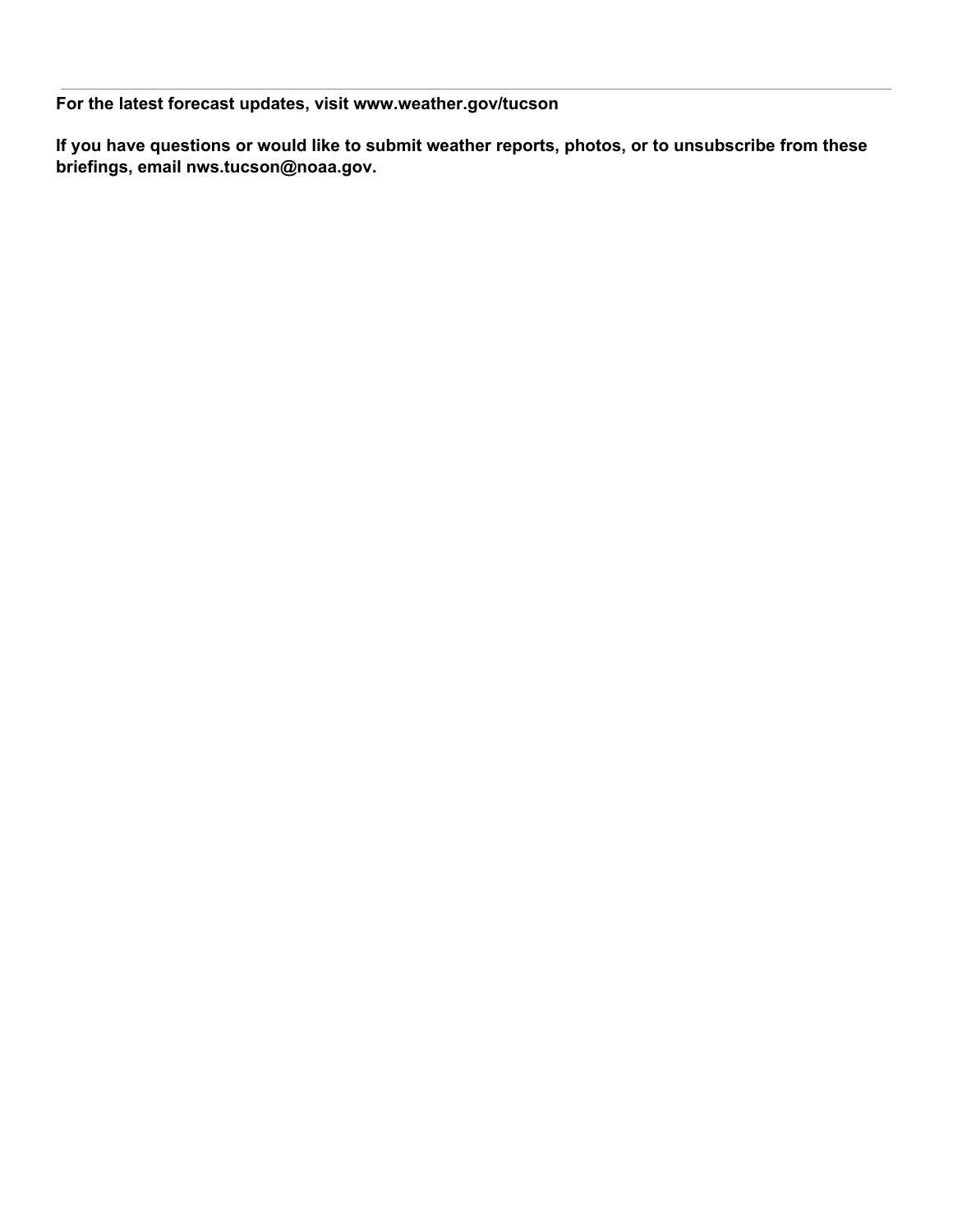---

**For the latest forecast updates, visit www.weather.gov/tucson**

**If you have questions or would like to submit weather reports, photos, or to unsubscribe from these briefings, email nws.tucson@noaa.gov.**